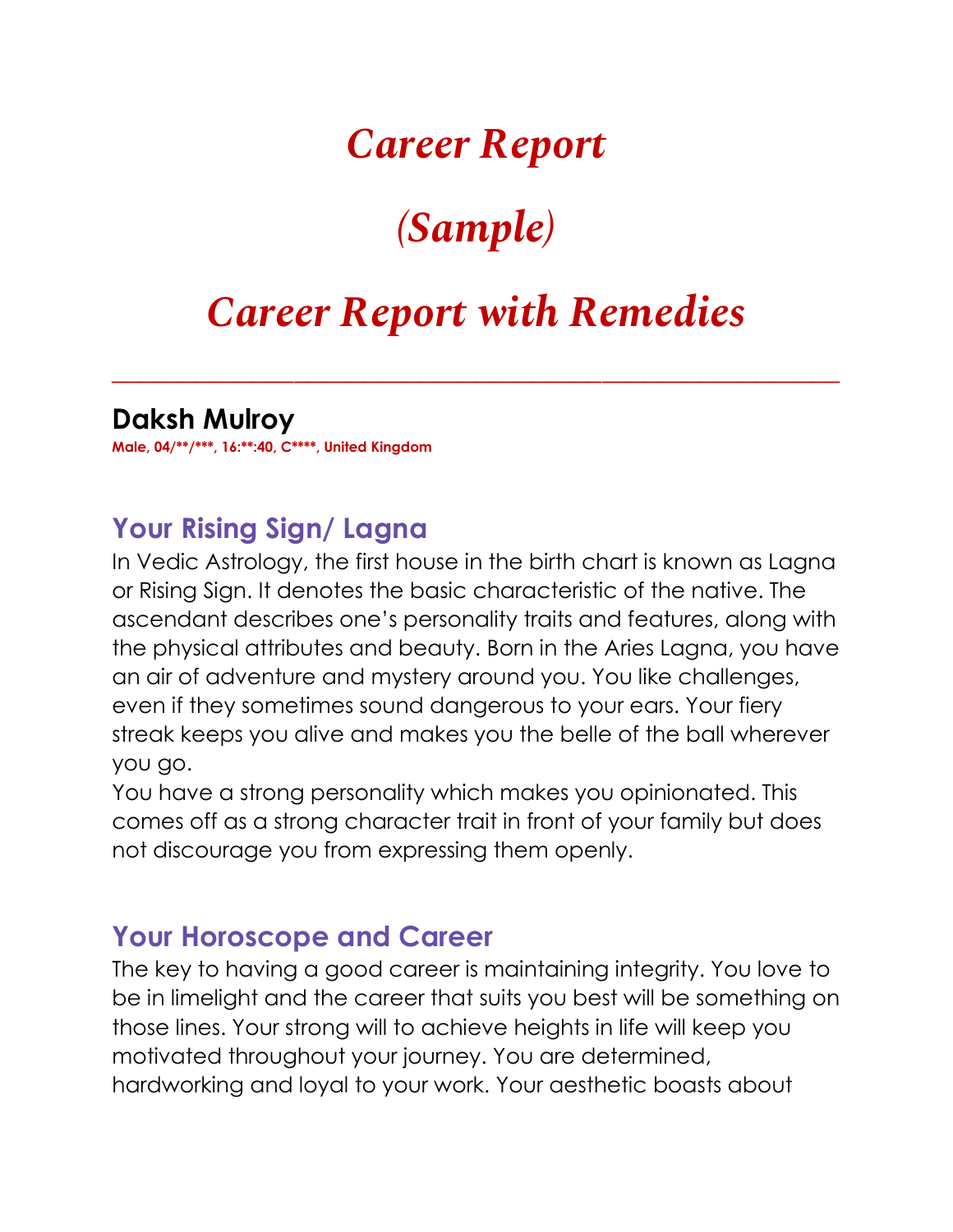# *Career Report*

# *(Sample)*

# *Career Report with Remedies*

---

## Daksh Mulroy

**Male, 04/**/***, 16:**:40, C****, United Kingdom**

## Your Rising Sign/ Lagna

In Vedic Astrology, the first house in the birth chart is known as Lagna or Rising Sign. It denotes the basic characteristic of the native. The ascendant describes one's personality traits and features, along with the physical attributes and beauty. Born in the Aries Lagna, you have an air of adventure and mystery around you. You like challenges, even if they sometimes sound dangerous to your ears. Your fiery streak keeps you alive and makes you the belle of the ball wherever you go.

You have a strong personality which makes you opinionated. This comes off as a strong character trait in front of your family but does not discourage you from expressing them openly.

## Your Horoscope and Career

The key to having a good career is maintaining integrity. You love to be in limelight and the career that suits you best will be something on those lines. Your strong will to achieve heights in life will keep you motivated throughout your journey. You are determined, hardworking and loyal to your work. Your aesthetic boasts about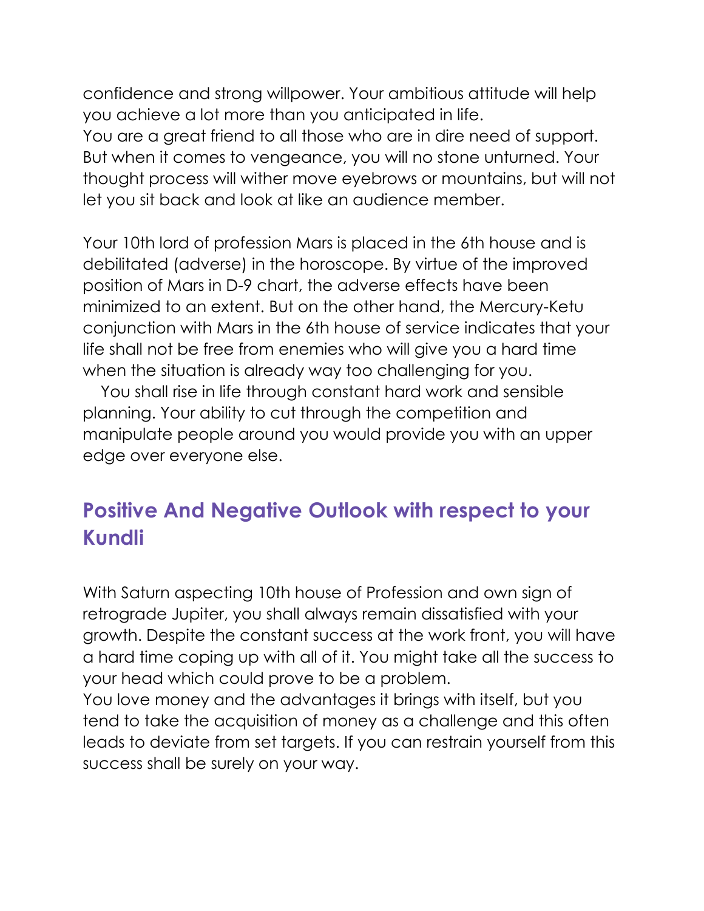confidence and strong willpower. Your ambitious attitude will help you achieve a lot more than you anticipated in life.
You are a great friend to all those who are in dire need of support. But when it comes to vengeance, you will no stone unturned. Your thought process will wither move eyebrows or mountains, but will not let you sit back and look at like an audience member.

Your 10th lord of profession Mars is placed in the 6th house and is debilitated (adverse) in the horoscope. By virtue of the improved position of Mars in D-9 chart, the adverse effects have been minimized to an extent. But on the other hand, the Mercury-Ketu conjunction with Mars in the 6th house of service indicates that your life shall not be free from enemies who will give you a hard time when the situation is already way too challenging for you.

You shall rise in life through constant hard work and sensible planning. Your ability to cut through the competition and manipulate people around you would provide you with an upper edge over everyone else.

## Positive And Negative Outlook with respect to your Kundli

With Saturn aspecting 10th house of Profession and own sign of retrograde Jupiter, you shall always remain dissatisfied with your growth. Despite the constant success at the work front, you will have a hard time coping up with all of it. You might take all the success to your head which could prove to be a problem.
You love money and the advantages it brings with itself, but you tend to take the acquisition of money as a challenge and this often leads to deviate from set targets. If you can restrain yourself from this success shall be surely on your way.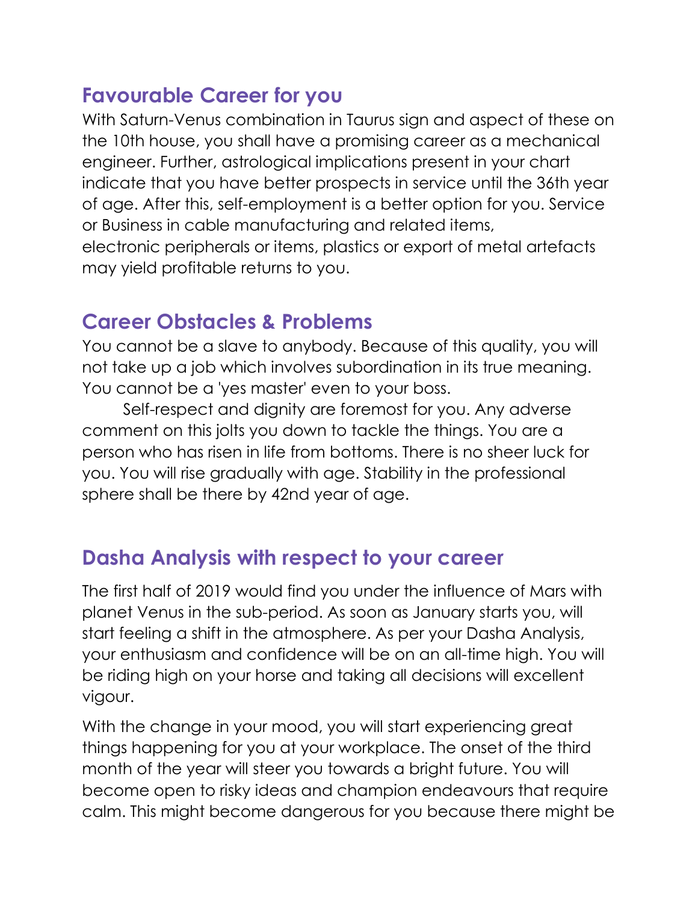## Favourable Career for you

With Saturn-Venus combination in Taurus sign and aspect of these on the 10th house, you shall have a promising career as a mechanical engineer. Further, astrological implications present in your chart indicate that you have better prospects in service until the 36th year of age. After this, self-employment is a better option for you. Service or Business in cable manufacturing and related items, electronic peripherals or items, plastics or export of metal artefacts may yield profitable returns to you.

## Career Obstacles & Problems

You cannot be a slave to anybody. Because of this quality, you will not take up a job which involves subordination in its true meaning. You cannot be a 'yes master' even to your boss.

Self-respect and dignity are foremost for you. Any adverse comment on this jolts you down to tackle the things. You are a person who has risen in life from bottoms. There is no sheer luck for you. You will rise gradually with age. Stability in the professional sphere shall be there by 42nd year of age.

## Dasha Analysis with respect to your career

The first half of 2019 would find you under the influence of Mars with planet Venus in the sub-period. As soon as January starts you, will start feeling a shift in the atmosphere. As per your Dasha Analysis, your enthusiasm and confidence will be on an all-time high. You will be riding high on your horse and taking all decisions will excellent vigour.

With the change in your mood, you will start experiencing great things happening for you at your workplace. The onset of the third month of the year will steer you towards a bright future. You will become open to risky ideas and champion endeavours that require calm. This might become dangerous for you because there might be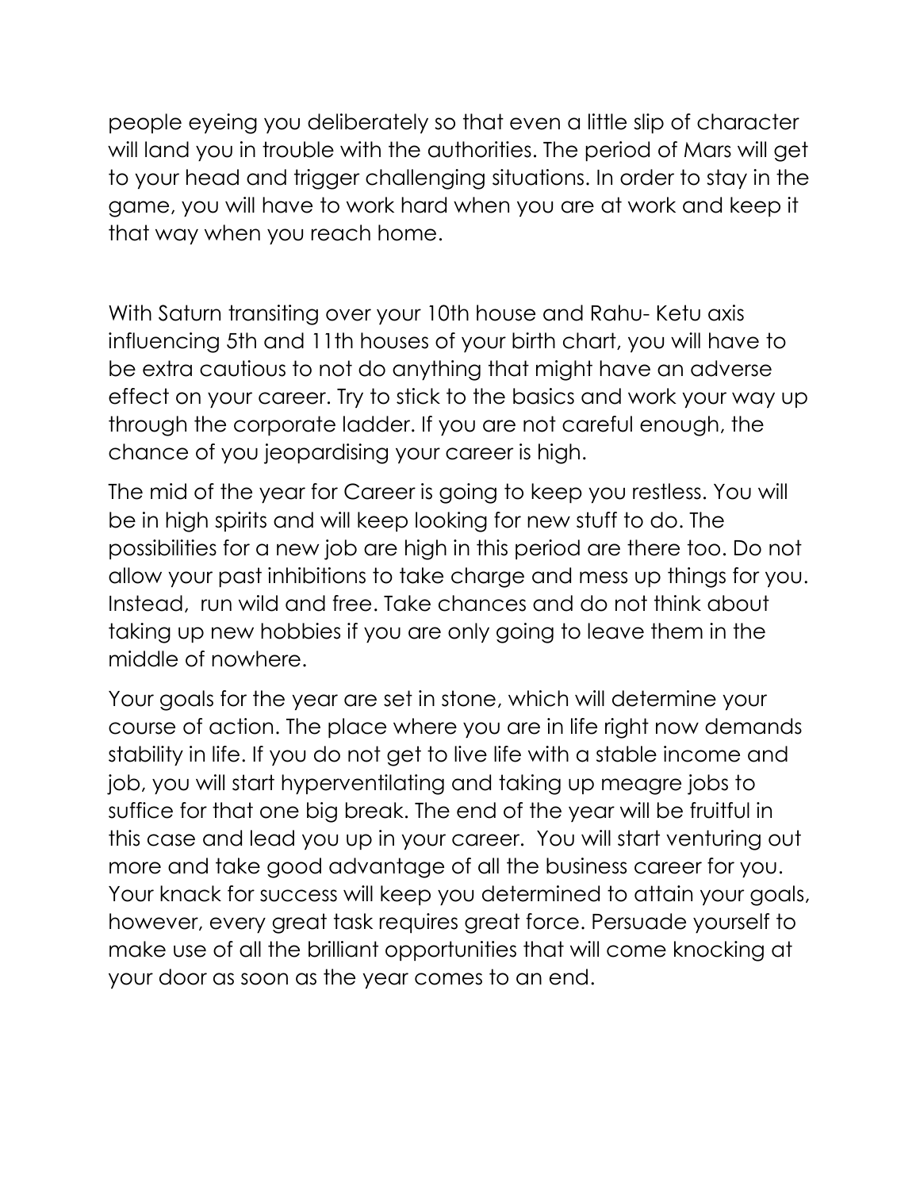people eyeing you deliberately so that even a little slip of character will land you in trouble with the authorities. The period of Mars will get to your head and trigger challenging situations. In order to stay in the game, you will have to work hard when you are at work and keep it that way when you reach home.

With Saturn transiting over your 10th house and Rahu- Ketu axis influencing 5th and 11th houses of your birth chart, you will have to be extra cautious to not do anything that might have an adverse effect on your career. Try to stick to the basics and work your way up through the corporate ladder. If you are not careful enough, the chance of you jeopardising your career is high.

The mid of the year for Career is going to keep you restless. You will be in high spirits and will keep looking for new stuff to do. The possibilities for a new job are high in this period are there too. Do not allow your past inhibitions to take charge and mess up things for you. Instead, run wild and free. Take chances and do not think about taking up new hobbies if you are only going to leave them in the middle of nowhere.

Your goals for the year are set in stone, which will determine your course of action. The place where you are in life right now demands stability in life. If you do not get to live life with a stable income and job, you will start hyperventilating and taking up meagre jobs to suffice for that one big break. The end of the year will be fruitful in this case and lead you up in your career. You will start venturing out more and take good advantage of all the business career for you. Your knack for success will keep you determined to attain your goals, however, every great task requires great force. Persuade yourself to make use of all the brilliant opportunities that will come knocking at your door as soon as the year comes to an end.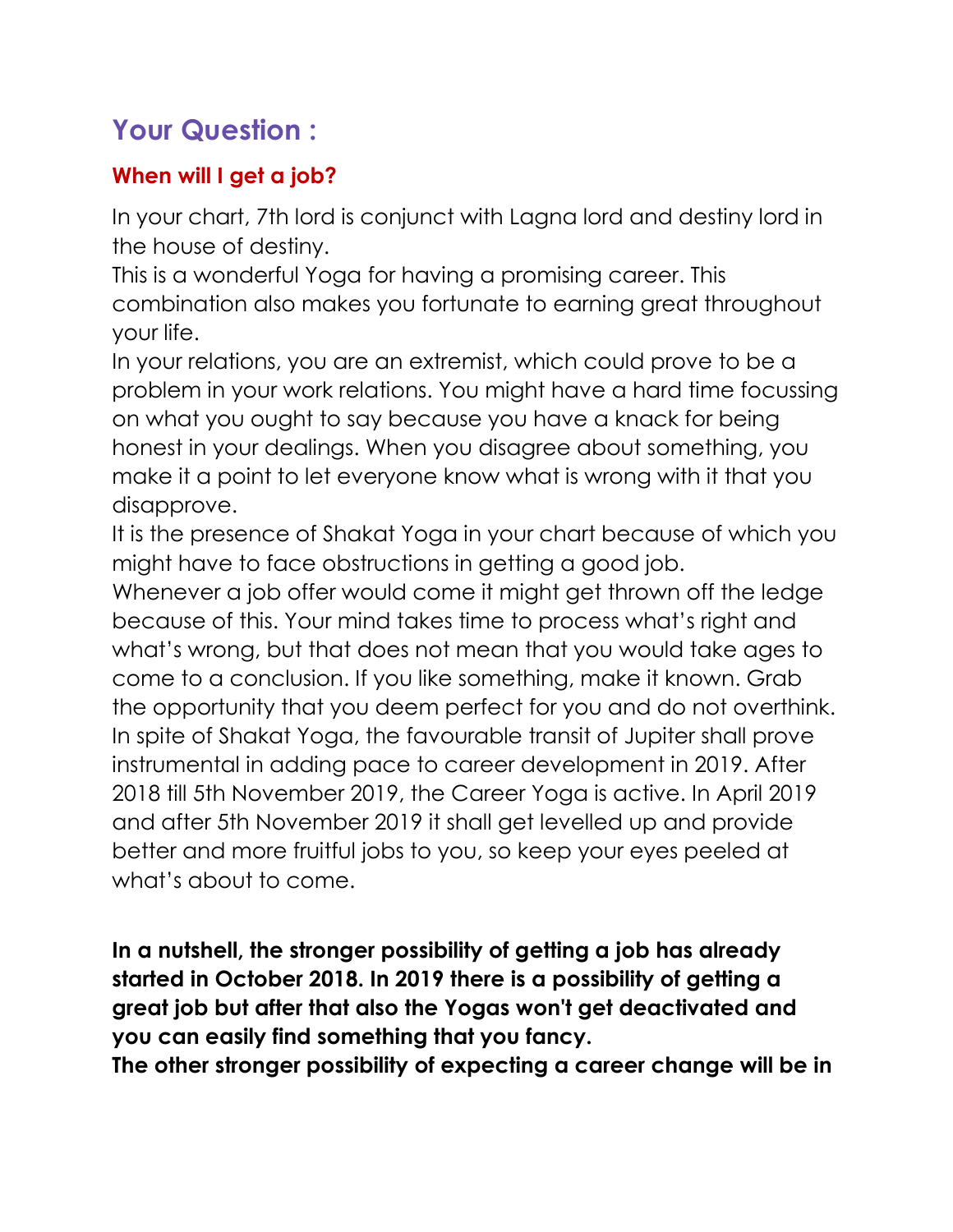## Your Question :

### When will I get a job?

In your chart, 7th lord is conjunct with Lagna lord and destiny lord in the house of destiny.
This is a wonderful Yoga for having a promising career. This combination also makes you fortunate to earning great throughout your life.
In your relations, you are an extremist, which could prove to be a problem in your work relations. You might have a hard time focussing on what you ought to say because you have a knack for being honest in your dealings. When you disagree about something, you make it a point to let everyone know what is wrong with it that you disapprove.
It is the presence of Shakat Yoga in your chart because of which you might have to face obstructions in getting a good job.
Whenever a job offer would come it might get thrown off the ledge because of this. Your mind takes time to process what's right and what's wrong, but that does not mean that you would take ages to come to a conclusion. If you like something, make it known. Grab the opportunity that you deem perfect for you and do not overthink.
In spite of Shakat Yoga, the favourable transit of Jupiter shall prove instrumental in adding pace to career development in 2019. After 2018 till 5th November 2019, the Career Yoga is active. In April 2019 and after 5th November 2019 it shall get levelled up and provide better and more fruitful jobs to you, so keep your eyes peeled at what's about to come.

**In a nutshell, the stronger possibility of getting a job has already started in October 2018. In 2019 there is a possibility of getting a great job but after that also the Yogas won't get deactivated and you can easily find something that you fancy.**
**The other stronger possibility of expecting a career change will be in**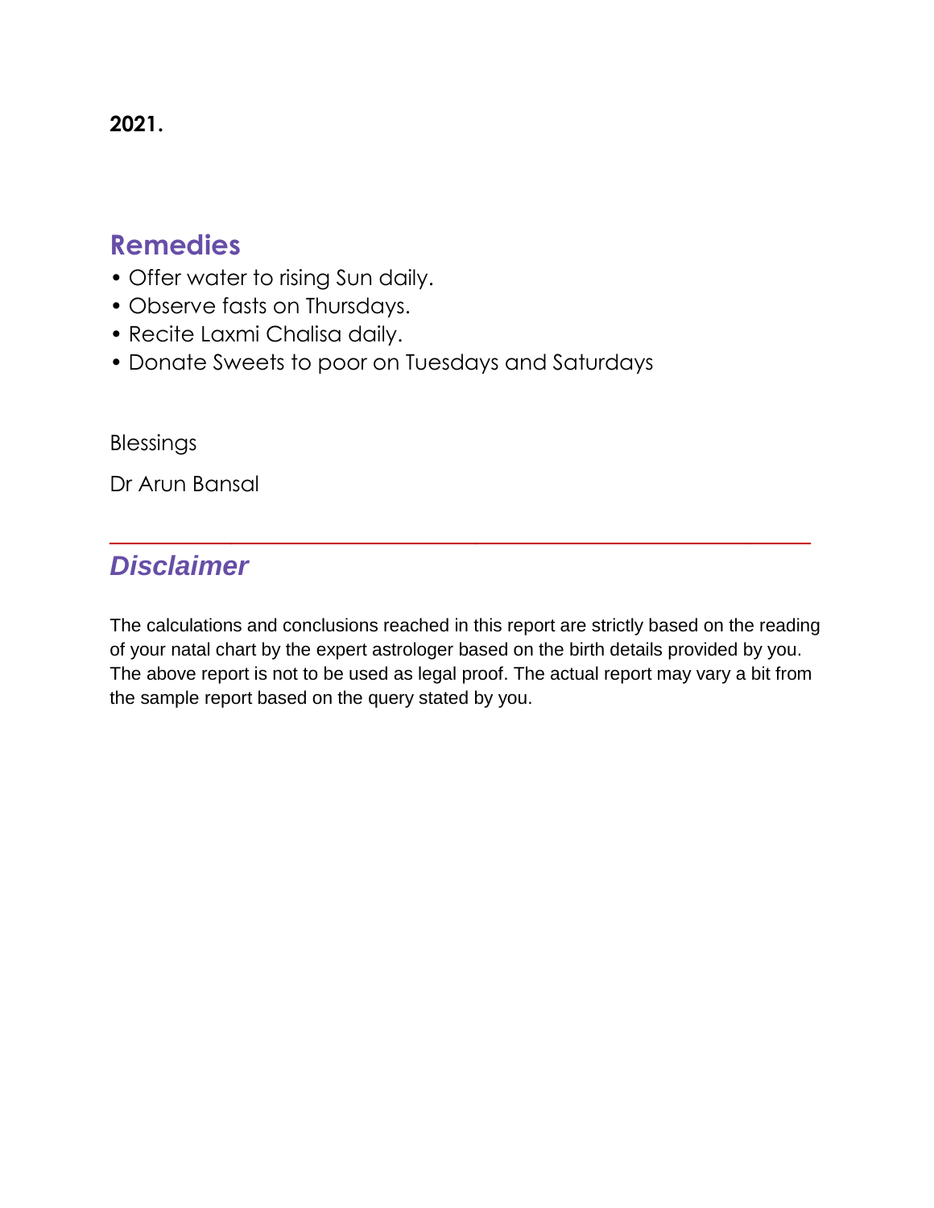**2021.**

## Remedies

- Offer water to rising Sun daily.
- Observe fasts on Thursdays.
- Recite Laxmi Chalisa daily.
- Donate Sweets to poor on Tuesdays and Saturdays

Blessings

Dr Arun Bansal

---

## *Disclaimer*

The calculations and conclusions reached in this report are strictly based on the reading of your natal chart by the expert astrologer based on the birth details provided by you. The above report is not to be used as legal proof. The actual report may vary a bit from the sample report based on the query stated by you.